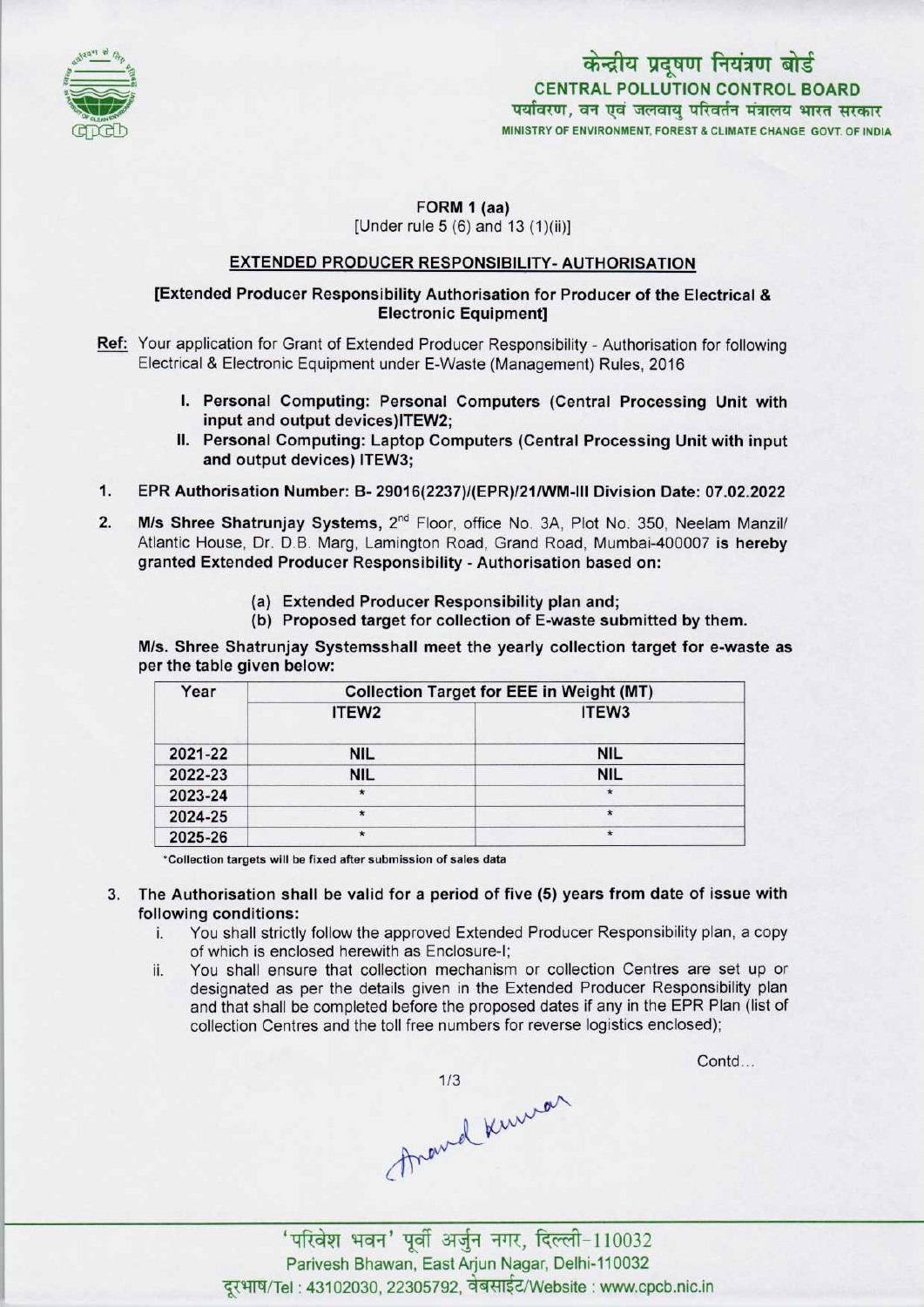केन्द्रीय प्रदूषण नियंत्रण बोर्ड
CENTRAL POLLUTION CONTROL BOARD
पर्यावरण, वन एवं जलवायु परिवर्तन मंत्रालय भारत सरकार
MINISTRY OF ENVIRONMENT, FOREST & CLIMATE CHANGE GOVT. OF INDIA

**FORM 1 (aa)**
[Under rule 5 (6) and 13 (1)(ii)]

## EXTENDED PRODUCER RESPONSIBILITY- AUTHORISATION

**[Extended Producer Responsibility Authorisation for Producer of the Electrical & Electronic Equipment]**

**Ref:** Your application for Grant of Extended Producer Responsibility - Authorisation for following Electrical & Electronic Equipment under E-Waste (Management) Rules, 2016

I. **Personal Computing: Personal Computers (Central Processing Unit with input and output devices)ITEW2;**

II. **Personal Computing: Laptop Computers (Central Processing Unit with input and output devices) ITEW3;**

1. **EPR Authorisation Number: B- 29016(2237)/(EPR)/21/WM-III Division Date: 07.02.2022**

2. **M/s Shree Shatrunjay Systems,** 2nd Floor, office No. 3A, Plot No. 350, Neelam Manzil/ Atlantic House, Dr. D.B. Marg, Lamington Road, Grand Road, Mumbai-400007 **is hereby granted Extended Producer Responsibility - Authorisation based on:**

   (a) **Extended Producer Responsibility plan and;**
   
   (b) **Proposed target for collection of E-waste submitted by them.**

**M/s. Shree Shatrunjay Systemsshall meet the yearly collection target for e-waste as per the table given below:**

| Year | Collection Target for EEE in Weight (MT) | |
|---|---|---|
| | ITEW2 | ITEW3 |
| 2021-22 | NIL | NIL |
| 2022-23 | NIL | NIL |
| 2023-24 | * | * |
| 2024-25 | * | * |
| 2025-26 | * | * |

*Collection targets will be fixed after submission of sales data

3. **The Authorisation shall be valid for a period of five (5) years from date of issue with following conditions:**

   i. You shall strictly follow the approved Extended Producer Responsibility plan, a copy of which is enclosed herewith as Enclosure-I;

   ii. You shall ensure that collection mechanism or collection Centres are set up or designated as per the details given in the Extended Producer Responsibility plan and that shall be completed before the proposed dates if any in the EPR Plan (list of collection Centres and the toll free numbers for reverse logistics enclosed);

Contd...

Anand Kumar

'परिवेश भवन' पूर्वी अर्जुन नगर, दिल्ली-110032
Parivesh Bhawan, East Arjun Nagar, Delhi-110032
दूरभाष/Tel : 43102030, 22305792, वेबसाईट/Website : www.cpcb.nic.in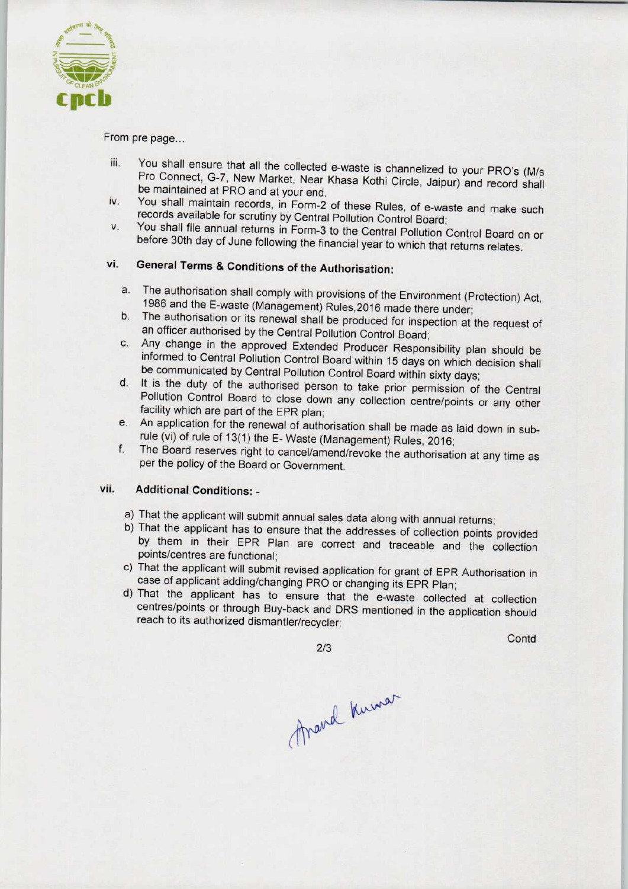From pre page...

iii. You shall ensure that all the collected e-waste is channelized to your PRO's (M/s Pro Connect, G-7, New Market, Near Khasa Kothi Circle, Jaipur) and record shall be maintained at PRO and at your end.

iv. You shall maintain records, in Form-2 of these Rules, of e-waste and make such records available for scrutiny by Central Pollution Control Board;

v. You shall file annual returns in Form-3 to the Central Pollution Control Board on or before 30th day of June following the financial year to which that returns relates.

### vi. General Terms & Conditions of the Authorisation:

a. The authorisation shall comply with provisions of the Environment (Protection) Act, 1986 and the E-waste (Management) Rules,2016 made there under;

b. The authorisation or its renewal shall be produced for inspection at the request of an officer authorised by the Central Pollution Control Board;

c. Any change in the approved Extended Producer Responsibility plan should be informed to Central Pollution Control Board within 15 days on which decision shall be communicated by Central Pollution Control Board within sixty days;

d. It is the duty of the authorised person to take prior permission of the Central Pollution Control Board to close down any collection centre/points or any other facility which are part of the EPR plan;

e. An application for the renewal of authorisation shall be made as laid down in sub-rule (vi) of rule of 13(1) the E- Waste (Management) Rules, 2016;

f. The Board reserves right to cancel/amend/revoke the authorisation at any time as per the policy of the Board or Government.

### vii. Additional Conditions: -

a) That the applicant will submit annual sales data along with annual returns;

b) That the applicant has to ensure that the addresses of collection points provided by them in their EPR Plan are correct and traceable and the collection points/centres are functional;

c) That the applicant will submit revised application for grant of EPR Authorisation in case of applicant adding/changing PRO or changing its EPR Plan;

d) That the applicant has to ensure that the e-waste collected at collection centres/points or through Buy-back and DRS mentioned in the application should reach to its authorized dismantler/recycler;

Contd

Anand Kumar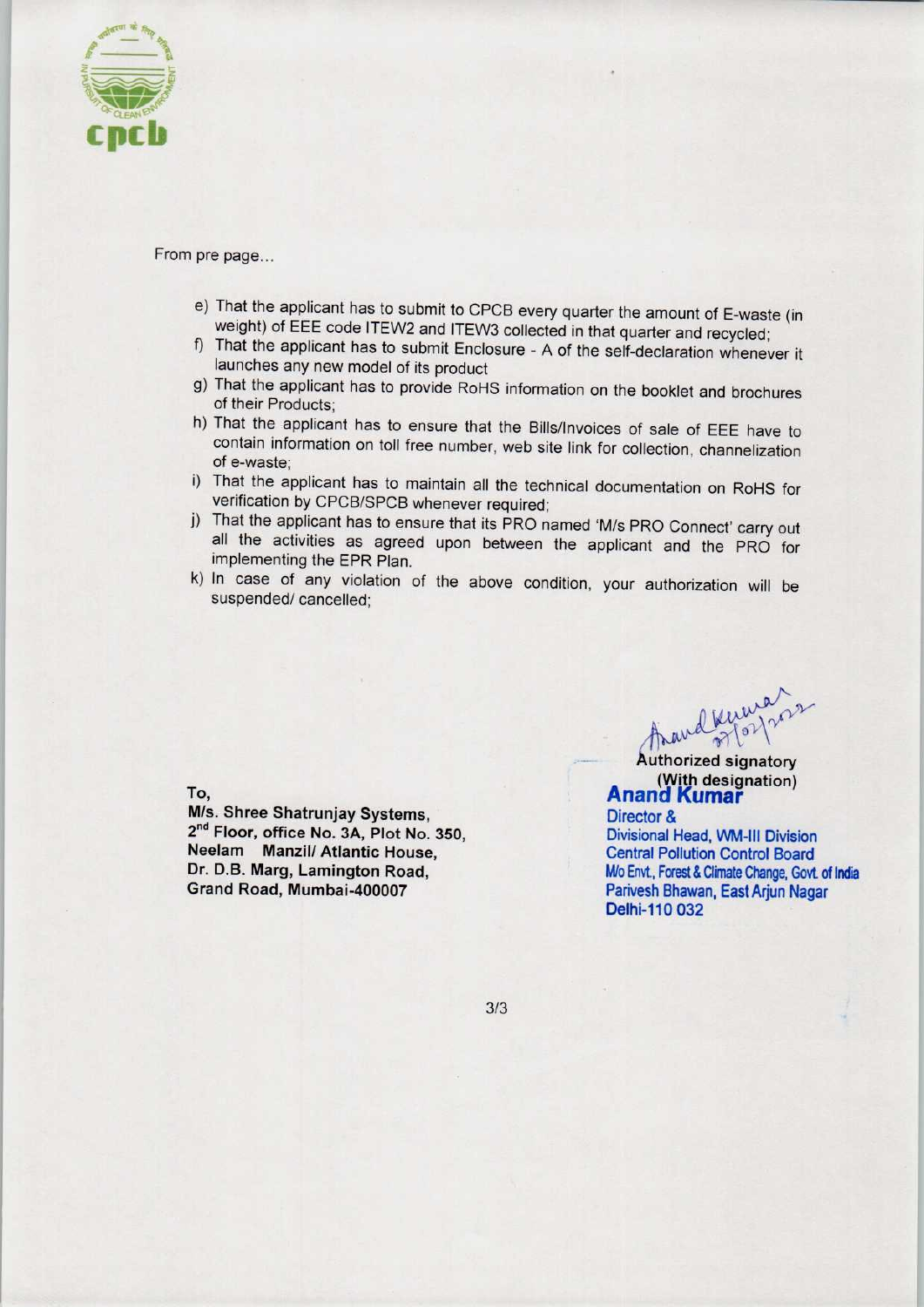From pre page...

e) That the applicant has to submit to CPCB every quarter the amount of E-waste (in weight) of EEE code ITEW2 and ITEW3 collected in that quarter and recycled;
f) That the applicant has to submit Enclosure - A of the self-declaration whenever it launches any new model of its product
g) That the applicant has to provide RoHS information on the booklet and brochures of their Products;
h) That the applicant has to ensure that the Bills/Invoices of sale of EEE have to contain information on toll free number, web site link for collection, channelization of e-waste;
i) That the applicant has to maintain all the technical documentation on RoHS for verification by CPCB/SPCB whenever required;
j) That the applicant has to ensure that its PRO named 'M/s PRO Connect' carry out all the activities as agreed upon between the applicant and the PRO for implementing the EPR Plan.
k) In case of any violation of the above condition, your authorization will be suspended/ cancelled;

Authorized signatory
(With designation)
**Anand Kumar**
Director &
Divisional Head, WM-III Division
Central Pollution Control Board
M/o Envt., Forest & Climate Change, Govt. of India
Parivesh Bhawan, East Arjun Nagar
Delhi-110 032

To,
**M/s. Shree Shatrunjay Systems,**
**2nd Floor, office No. 3A, Plot No. 350,**
**Neelam Manzil/ Atlantic House,**
**Dr. D.B. Marg, Lamington Road,**
**Grand Road, Mumbai-400007**